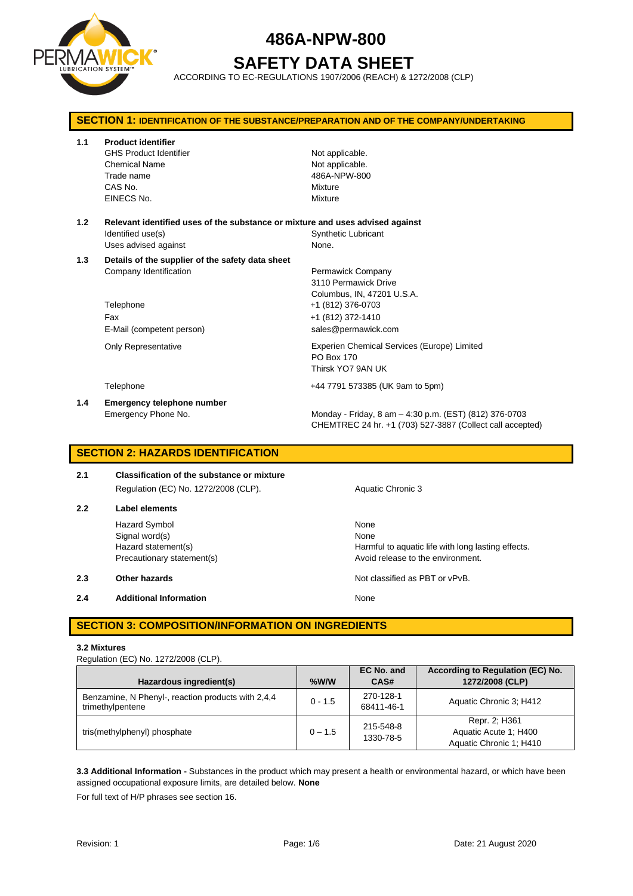# 486A-NPW-800

# SAFETY DATA SHEET

ACCORDING TO EC-REGULATIONS 1907/2006 (REACH) & 1272/2008 (CLP)

## SECTION 1: IDENTIFICATION OF THE SUBSTANCE/PREPARATION AND OF THE COMPANY/UNDERTAKING

**1.1 Product identifier**

| | |
|---|---|
| GHS Product Identifier | Not applicable. |
| Chemical Name | Not applicable. |
| Trade name | 486A-NPW-800 |
| CAS No. | Mixture |
| EINECS No. | Mixture |

**1.2 Relevant identified uses of the substance or mixture and uses advised against**

| | |
|---|---|
| Identified use(s) | Synthetic Lubricant |
| Uses advised against | None. |

**1.3 Details of the supplier of the safety data sheet**

| | |
|---|---|
| Company Identification | Permawick Company<br>3110 Permawick Drive<br>Columbus, IN, 47201 U.S.A. |
| Telephone | +1 (812) 376-0703 |
| Fax | +1 (812) 372-1410 |
| E-Mail (competent person) | sales@permawick.com |
| Only Representative | Experien Chemical Services (Europe) Limited<br>PO Box 170<br>Thirsk YO7 9AN UK |
| Telephone | +44 7791 573385 (UK 9am to 5pm) |

**1.4 Emergency telephone number**

| | |
|---|---|
| Emergency Phone No. | Monday - Friday, 8 am – 4:30 p.m. (EST) (812) 376-0703<br>CHEMTREC 24 hr. +1 (703) 527-3887 (Collect call accepted) |

## SECTION 2: HAZARDS IDENTIFICATION

**2.1 Classification of the substance or mixture**

| | |
|---|---|
| Regulation (EC) No. 1272/2008 (CLP). | Aquatic Chronic 3 |

**2.2 Label elements**

| | |
|---|---|
| Hazard Symbol | None |
| Signal word(s) | None |
| Hazard statement(s) | Harmful to aquatic life with long lasting effects. |
| Precautionary statement(s) | Avoid release to the environment. |

**2.3 Other hazards** — Not classified as PBT or vPvB.

**2.4 Additional Information** — None

## SECTION 3: COMPOSITION/INFORMATION ON INGREDIENTS

**3.2 Mixtures**

Regulation (EC) No. 1272/2008 (CLP).

| Hazardous ingredient(s) | %W/W | EC No. and CAS# | According to Regulation (EC) No. 1272/2008 (CLP) |
|---|---|---|---|
| Benzamine, N Phenyl-, reaction products with 2,4,4 trimethylpentene | 0 - 1.5 | 270-128-1<br>68411-46-1 | Aquatic Chronic 3; H412 |
| tris(methylphenyl) phosphate | 0 – 1.5 | 215-548-8<br>1330-78-5 | Repr. 2; H361<br>Aquatic Acute 1; H400<br>Aquatic Chronic 1; H410 |

**3.3 Additional Information -** Substances in the product which may present a health or environmental hazard, or which have been assigned occupational exposure limits, are detailed below. **None**

For full text of H/P phrases see section 16.

Revision: 1 Date: 21 August 2020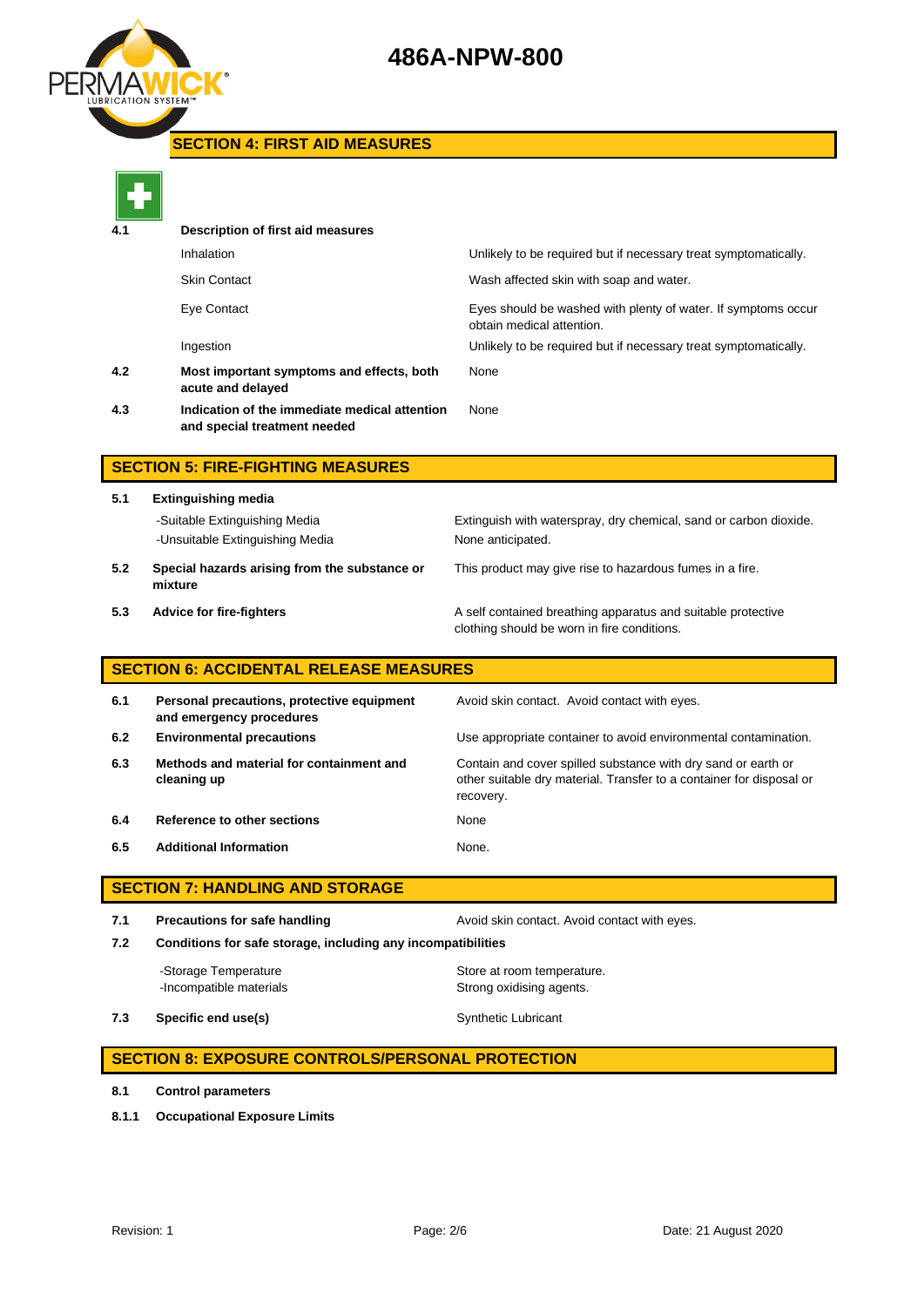## SECTION 4: FIRST AID MEASURES

| | | |
|---|---|---|
| **4.1** | **Description of first aid measures** | |
| | Inhalation | Unlikely to be required but if necessary treat symptomatically. |
| | Skin Contact | Wash affected skin with soap and water. |
| | Eye Contact | Eyes should be washed with plenty of water. If symptoms occur obtain medical attention. |
| | Ingestion | Unlikely to be required but if necessary treat symptomatically. |
| **4.2** | **Most important symptoms and effects, both acute and delayed** | None |
| **4.3** | **Indication of the immediate medical attention and special treatment needed** | None |

## SECTION 5: FIRE-FIGHTING MEASURES

| | | |
|---|---|---|
| **5.1** | **Extinguishing media** | |
| | -Suitable Extinguishing Media | Extinguish with waterspray, dry chemical, sand or carbon dioxide. |
| | -Unsuitable Extinguishing Media | None anticipated. |
| **5.2** | **Special hazards arising from the substance or mixture** | This product may give rise to hazardous fumes in a fire. |
| **5.3** | **Advice for fire-fighters** | A self contained breathing apparatus and suitable protective clothing should be worn in fire conditions. |

## SECTION 6: ACCIDENTAL RELEASE MEASURES

| | | |
|---|---|---|
| **6.1** | **Personal precautions, protective equipment and emergency procedures** | Avoid skin contact. Avoid contact with eyes. |
| **6.2** | **Environmental precautions** | Use appropriate container to avoid environmental contamination. |
| **6.3** | **Methods and material for containment and cleaning up** | Contain and cover spilled substance with dry sand or earth or other suitable dry material. Transfer to a container for disposal or recovery. |
| **6.4** | **Reference to other sections** | None |
| **6.5** | **Additional Information** | None. |

## SECTION 7: HANDLING AND STORAGE

| | | |
|---|---|---|
| **7.1** | **Precautions for safe handling** | Avoid skin contact. Avoid contact with eyes. |
| **7.2** | **Conditions for safe storage, including any incompatibilities** | |
| | -Storage Temperature | Store at room temperature. |
| | -Incompatible materials | Strong oxidising agents. |
| **7.3** | **Specific end use(s)** | Synthetic Lubricant |

## SECTION 8: EXPOSURE CONTROLS/PERSONAL PROTECTION

**8.1** **Control parameters**

**8.1.1** **Occupational Exposure Limits**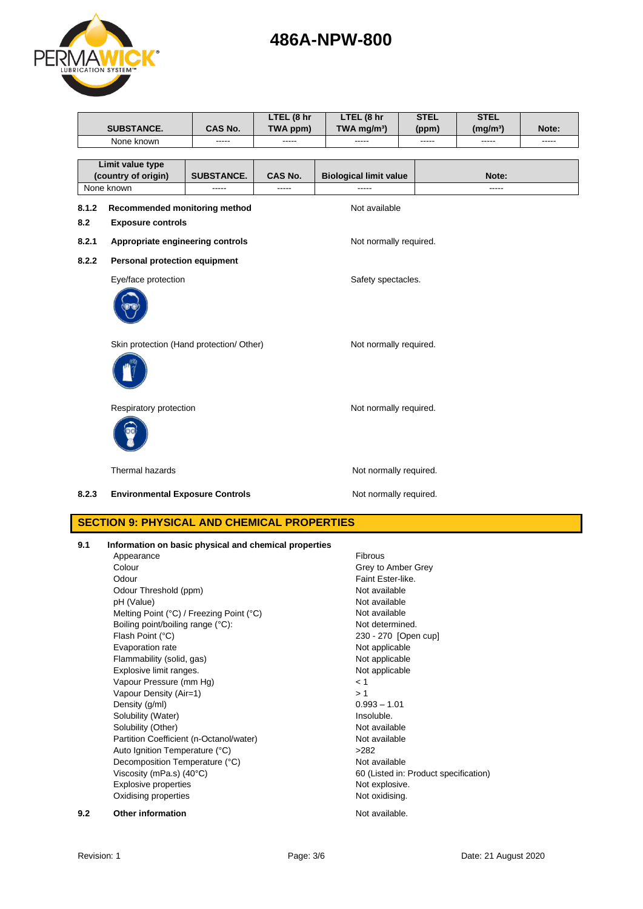# 486A-NPW-800

| SUBSTANCE. | CAS No. | LTEL (8 hr TWA ppm) | LTEL (8 hr TWA mg/m³) | STEL (ppm) | STEL (mg/m³) | Note: |
|---|---|---|---|---|---|---|
| None known | ----- | ----- | ----- | ----- | ----- | ----- |

| Limit value type (country of origin) | SUBSTANCE. | CAS No. | Biological limit value | Note: |
|---|---|---|---|---|
| None known | ----- | ----- | ----- | ----- |

**8.1.2 Recommended monitoring method** — Not available

**8.2 Exposure controls**

**8.2.1 Appropriate engineering controls** — Not normally required.

**8.2.2 Personal protection equipment**

Eye/face protection — Safety spectacles.

Skin protection (Hand protection/ Other) — Not normally required.

Respiratory protection — Not normally required.

Thermal hazards — Not normally required.

**8.2.3 Environmental Exposure Controls** — Not normally required.

## SECTION 9: PHYSICAL AND CHEMICAL PROPERTIES

**9.1 Information on basic physical and chemical properties**

| | |
|---|---|
| Appearance | Fibrous |
| Colour | Grey to Amber Grey |
| Odour | Faint Ester-like. |
| Odour Threshold (ppm) | Not available |
| pH (Value) | Not available |
| Melting Point (°C) / Freezing Point (°C) | Not available |
| Boiling point/boiling range (°C): | Not determined. |
| Flash Point (°C) | 230 - 270 [Open cup] |
| Evaporation rate | Not applicable |
| Flammability (solid, gas) | Not applicable |
| Explosive limit ranges. | Not applicable |
| Vapour Pressure (mm Hg) | < 1 |
| Vapour Density (Air=1) | > 1 |
| Density (g/ml) | 0.993 – 1.01 |
| Solubility (Water) | Insoluble. |
| Solubility (Other) | Not available |
| Partition Coefficient (n-Octanol/water) | Not available |
| Auto Ignition Temperature (°C) | >282 |
| Decomposition Temperature (°C) | Not available |
| Viscosity (mPa.s) (40°C) | 60 (Listed in: Product specification) |
| Explosive properties | Not explosive. |
| Oxidising properties | Not oxidising. |

**9.2 Other information** — Not available.

Revision: 1 Date: 21 August 2020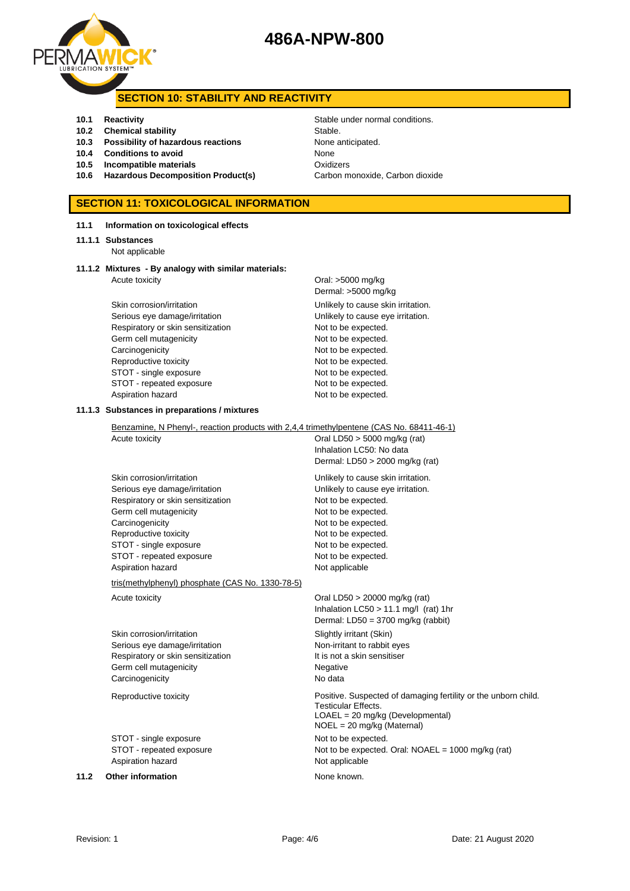# 486A-NPW-800

## SECTION 10: STABILITY AND REACTIVITY

| | | |
|---|---|---|
| **10.1** | **Reactivity** | Stable under normal conditions. |
| **10.2** | **Chemical stability** | Stable. |
| **10.3** | **Possibility of hazardous reactions** | None anticipated. |
| **10.4** | **Conditions to avoid** | None |
| **10.5** | **Incompatible materials** | Oxidizers |
| **10.6** | **Hazardous Decomposition Product(s)** | Carbon monoxide, Carbon dioxide |

## SECTION 11: TOXICOLOGICAL INFORMATION

**11.1 Information on toxicological effects**

**11.1.1 Substances**

Not applicable

**11.1.2 Mixtures - By analogy with similar materials:**

| | |
|---|---|
| Acute toxicity | Oral: >5000 mg/kg<br>Dermal: >5000 mg/kg |
| Skin corrosion/irritation | Unlikely to cause skin irritation. |
| Serious eye damage/irritation | Unlikely to cause eye irritation. |
| Respiratory or skin sensitization | Not to be expected. |
| Germ cell mutagenicity | Not to be expected. |
| Carcinogenicity | Not to be expected. |
| Reproductive toxicity | Not to be expected. |
| STOT - single exposure | Not to be expected. |
| STOT - repeated exposure | Not to be expected. |
| Aspiration hazard | Not to be expected. |

**11.1.3 Substances in preparations / mixtures**

Benzamine, N Phenyl-, reaction products with 2,4,4 trimethylpentene (CAS No. 68411-46-1)

| | |
|---|---|
| Acute toxicity | Oral LD50 > 5000 mg/kg (rat)<br>Inhalation LC50: No data<br>Dermal: LD50 > 2000 mg/kg (rat) |
| Skin corrosion/irritation | Unlikely to cause skin irritation. |
| Serious eye damage/irritation | Unlikely to cause eye irritation. |
| Respiratory or skin sensitization | Not to be expected. |
| Germ cell mutagenicity | Not to be expected. |
| Carcinogenicity | Not to be expected. |
| Reproductive toxicity | Not to be expected. |
| STOT - single exposure | Not to be expected. |
| STOT - repeated exposure | Not to be expected. |
| Aspiration hazard | Not applicable |

tris(methylphenyl) phosphate (CAS No. 1330-78-5)

| | |
|---|---|
| Acute toxicity | Oral LD50 > 20000 mg/kg (rat)<br>Inhalation LC50 > 11.1 mg/l (rat) 1hr<br>Dermal: LD50 = 3700 mg/kg (rabbit) |
| Skin corrosion/irritation | Slightly irritant (Skin) |
| Serious eye damage/irritation | Non-irritant to rabbit eyes |
| Respiratory or skin sensitization | It is not a skin sensitiser |
| Germ cell mutagenicity | Negative |
| Carcinogenicity | No data |
| Reproductive toxicity | Positive. Suspected of damaging fertility or the unborn child.<br>Testicular Effects.<br>LOAEL = 20 mg/kg (Developmental)<br>NOEL = 20 mg/kg (Maternal) |
| STOT - single exposure | Not to be expected. |
| STOT - repeated exposure | Not to be expected. Oral: NOAEL = 1000 mg/kg (rat) |
| Aspiration hazard | Not applicable |

**11.2 Other information** None known.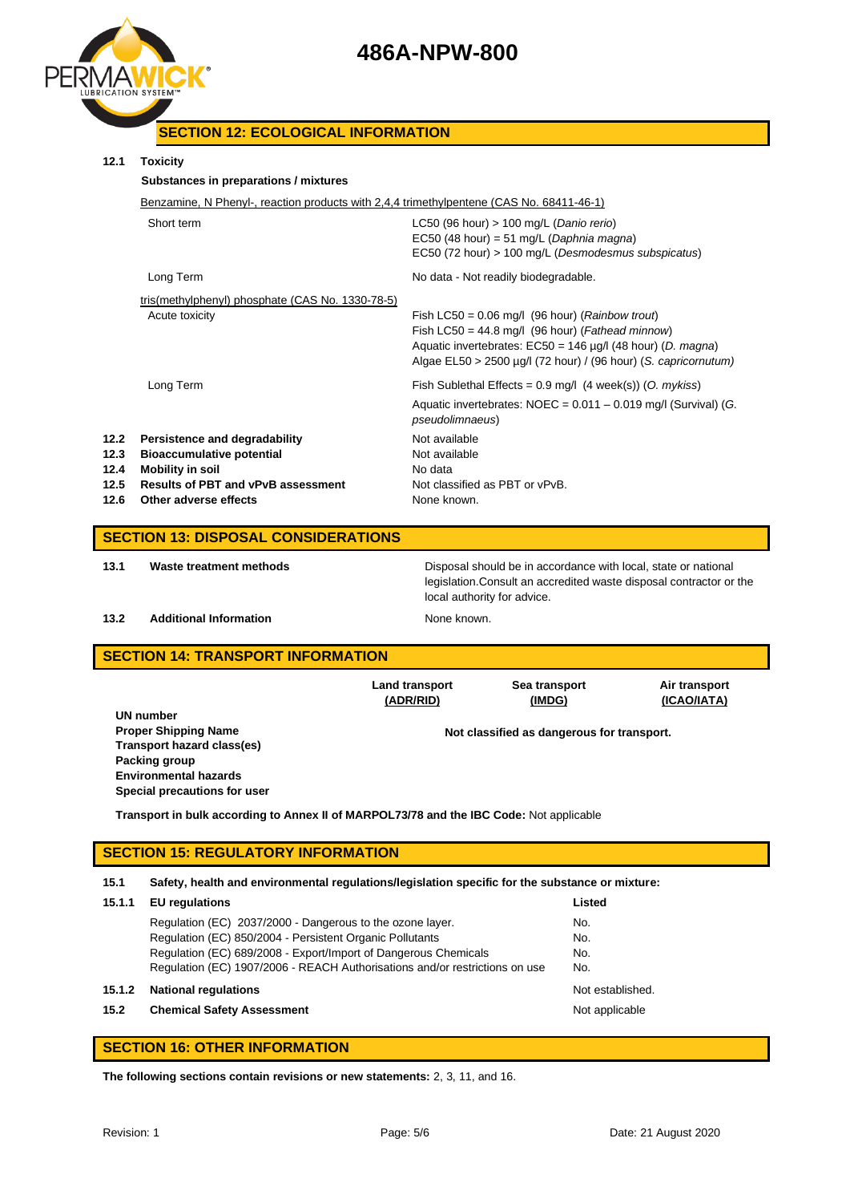## SECTION 12: ECOLOGICAL INFORMATION

**12.1 Toxicity**

**Substances in preparations / mixtures**

Benzamine, N Phenyl-, reaction products with 2,4,4 trimethylpentene (CAS No. 68411-46-1)

| | |
|---|---|
| Short term | LC50 (96 hour) > 100 mg/L (*Danio rerio*)<br>EC50 (48 hour) = 51 mg/L (*Daphnia magna*)<br>EC50 (72 hour) > 100 mg/L (*Desmodesmus subspicatus*) |
| Long Term | No data - Not readily biodegradable. |

tris(methylphenyl) phosphate (CAS No. 1330-78-5)

| | |
|---|---|
| Acute toxicity | Fish LC50 = 0.06 mg/l (96 hour) (*Rainbow trout*)<br>Fish LC50 = 44.8 mg/l (96 hour) (*Fathead minnow*)<br>Aquatic invertebrates: EC50 = 146 µg/l (48 hour) (*D. magna*)<br>Algae EL50 > 2500 µg/l (72 hour) / (96 hour) (*S. capricornutum*) |
| Long Term | Fish Sublethal Effects = 0.9 mg/l (4 week(s)) (*O. mykiss*)<br>Aquatic invertebrates: NOEC = 0.011 – 0.019 mg/l (Survival) (*G. pseudolimnaeus*) |

| | | |
|---|---|---|
| **12.2** | **Persistence and degradability** | Not available |
| **12.3** | **Bioaccumulative potential** | Not available |
| **12.4** | **Mobility in soil** | No data |
| **12.5** | **Results of PBT and vPvB assessment** | Not classified as PBT or vPvB. |
| **12.6** | **Other adverse effects** | None known. |

## SECTION 13: DISPOSAL CONSIDERATIONS

| | | |
|---|---|---|
| **13.1** | **Waste treatment methods** | Disposal should be in accordance with local, state or national legislation.Consult an accredited waste disposal contractor or the local authority for advice. |
| **13.2** | **Additional Information** | None known. |

## SECTION 14: TRANSPORT INFORMATION

| | Land transport (ADR/RID) | Sea transport (IMDG) | Air transport (ICAO/IATA) |
|---|---|---|---|
| **UN number** | | | |
| **Proper Shipping Name** | | Not classified as dangerous for transport. | |
| **Transport hazard class(es)** | | | |
| **Packing group** | | | |
| **Environmental hazards** | | | |
| **Special precautions for user** | | | |

**Transport in bulk according to Annex II of MARPOL73/78 and the IBC Code:** Not applicable

## SECTION 15: REGULATORY INFORMATION

**15.1 Safety, health and environmental regulations/legislation specific for the substance or mixture:**

| | | |
|---|---|---|
| **15.1.1** | **EU regulations** | **Listed** |
| | Regulation (EC) 2037/2000 - Dangerous to the ozone layer. | No. |
| | Regulation (EC) 850/2004 - Persistent Organic Pollutants | No. |
| | Regulation (EC) 689/2008 - Export/Import of Dangerous Chemicals | No. |
| | Regulation (EC) 1907/2006 - REACH Authorisations and/or restrictions on use | No. |
| **15.1.2** | **National regulations** | Not established. |
| **15.2** | **Chemical Safety Assessment** | Not applicable |

## SECTION 16: OTHER INFORMATION

**The following sections contain revisions or new statements:** 2, 3, 11, and 16.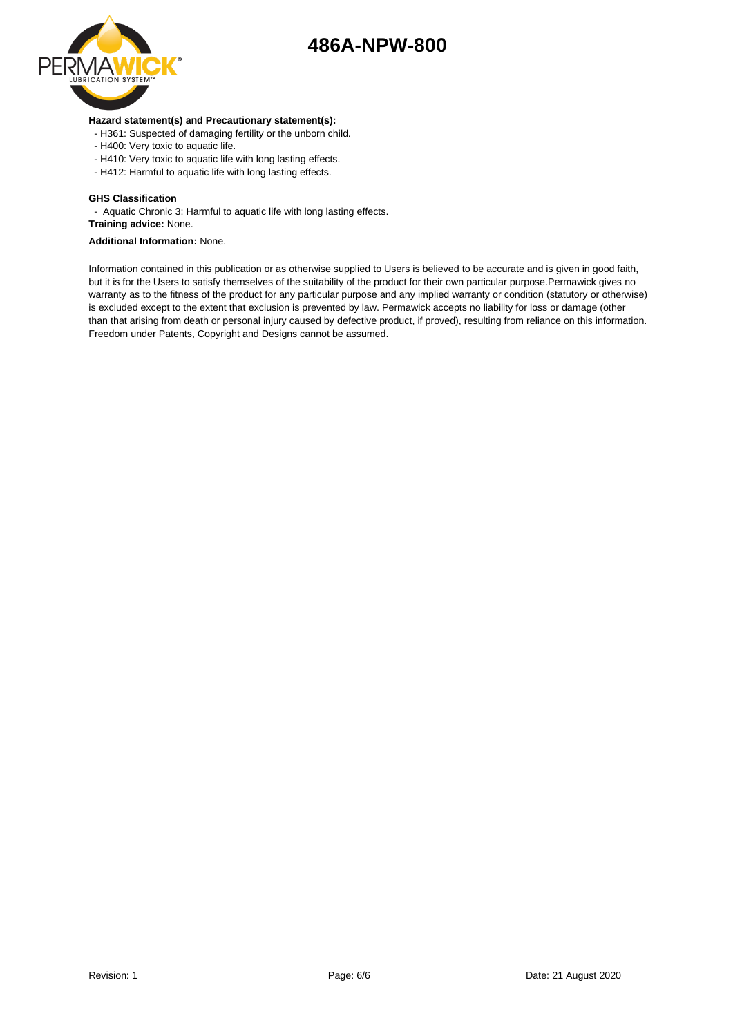**Hazard statement(s) and Precautionary statement(s):**

- H361: Suspected of damaging fertility or the unborn child.
- H400: Very toxic to aquatic life.
- H410: Very toxic to aquatic life with long lasting effects.
- H412: Harmful to aquatic life with long lasting effects.

**GHS Classification**

- Aquatic Chronic 3: Harmful to aquatic life with long lasting effects.

**Training advice:** None.

**Additional Information:** None.

Information contained in this publication or as otherwise supplied to Users is believed to be accurate and is given in good faith, but it is for the Users to satisfy themselves of the suitability of the product for their own particular purpose.Permawick gives no warranty as to the fitness of the product for any particular purpose and any implied warranty or condition (statutory or otherwise) is excluded except to the extent that exclusion is prevented by law. Permawick accepts no liability for loss or damage (other than that arising from death or personal injury caused by defective product, if proved), resulting from reliance on this information. Freedom under Patents, Copyright and Designs cannot be assumed.